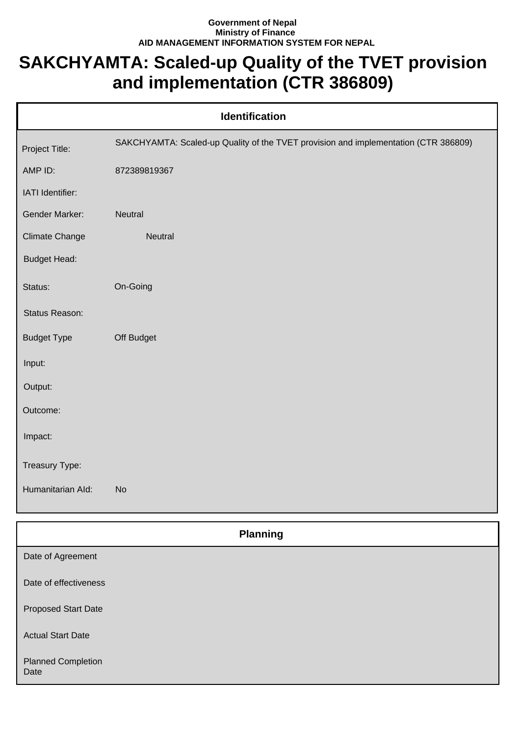**Government of Nepal**
**Ministry of Finance**
**AID MANAGEMENT INFORMATION SYSTEM FOR NEPAL**

# SAKCHYAMTA: Scaled-up Quality of the TVET provision and implementation (CTR 386809)

| Identification | |
|---|---|
| Project Title: | SAKCHYAMTA: Scaled-up Quality of the TVET provision and implementation (CTR 386809) |
| AMP ID: | 872389819367 |
| IATI Identifier: | |
| Gender Marker: | Neutral |
| Climate Change | Neutral |
| Budget Head: | |
| Status: | On-Going |
| Status Reason: | |
| Budget Type | Off Budget |
| Input: | |
| Output: | |
| Outcome: | |
| Impact: | |
| Treasury Type: | |
| Humanitarian AId: | No |

| Planning | |
|---|---|
| Date of Agreement | |
| Date of effectiveness | |
| Proposed Start Date | |
| Actual Start Date | |
| Planned Completion Date | |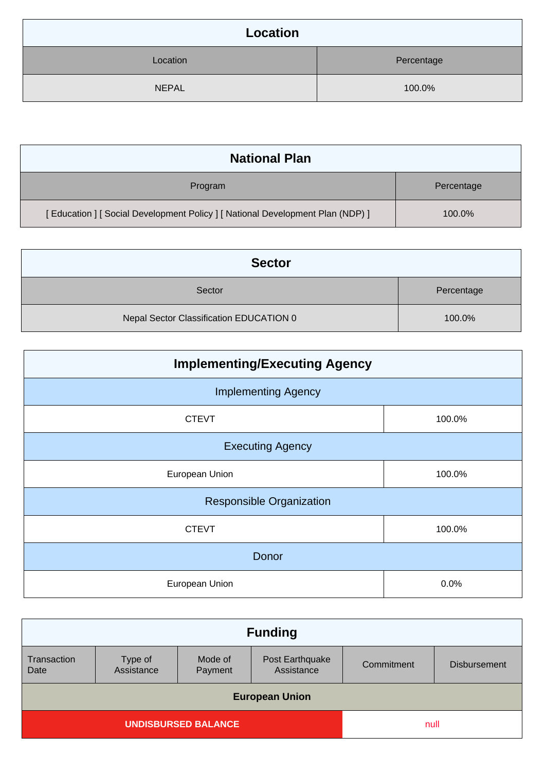## Location

| Location | Percentage |
|---|---|
| NEPAL | 100.0% |

## National Plan

| Program | Percentage |
|---|---|
| [ Education ] [ Social Development Policy ] [ National Development Plan (NDP) ] | 100.0% |

## Sector

| Sector | Percentage |
|---|---|
| Nepal Sector Classification EDUCATION 0 | 100.0% |

## Implementing/Executing Agency

| Implementing Agency | |
|---|---|
| CTEVT | 100.0% |
| **Executing Agency** | |
| European Union | 100.0% |
| **Responsible Organization** | |
| CTEVT | 100.0% |
| **Donor** | |
| European Union | 0.0% |

## Funding

| Transaction Date | Type of Assistance | Mode of Payment | Post Earthquake Assistance | Commitment | Disbursement |
|---|---|---|---|---|---|
| **European Union** | | | | | |
| **UNDISBURSED BALANCE** | | | | null | |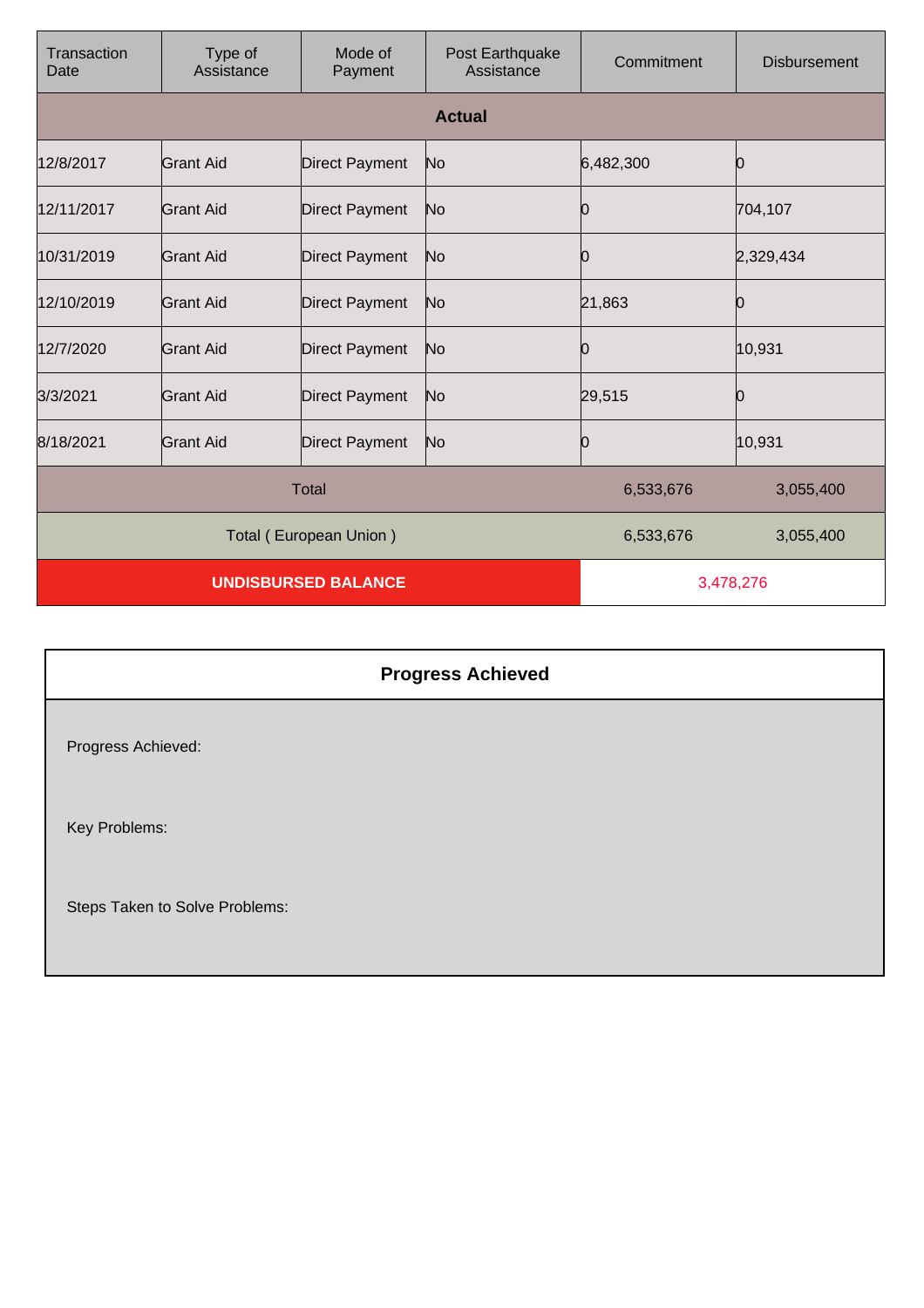| Transaction Date | Type of Assistance | Mode of Payment | Post Earthquake Assistance | Commitment | Disbursement |
|---|---|---|---|---|---|
| **Actual** | | | | | |
| 12/8/2017 | Grant Aid | Direct Payment | No | 6,482,300 | 0 |
| 12/11/2017 | Grant Aid | Direct Payment | No | 0 | 704,107 |
| 10/31/2019 | Grant Aid | Direct Payment | No | 0 | 2,329,434 |
| 12/10/2019 | Grant Aid | Direct Payment | No | 21,863 | 0 |
| 12/7/2020 | Grant Aid | Direct Payment | No | 0 | 10,931 |
| 3/3/2021 | Grant Aid | Direct Payment | No | 29,515 | 0 |
| 8/18/2021 | Grant Aid | Direct Payment | No | 0 | 10,931 |
| Total | | | | 6,533,676 | 3,055,400 |
| Total ( European Union ) | | | | 6,533,676 | 3,055,400 |
| **UNDISBURSED BALANCE** | | | | 3,478,276 | |

## Progress Achieved

Progress Achieved:

Key Problems:

Steps Taken to Solve Problems: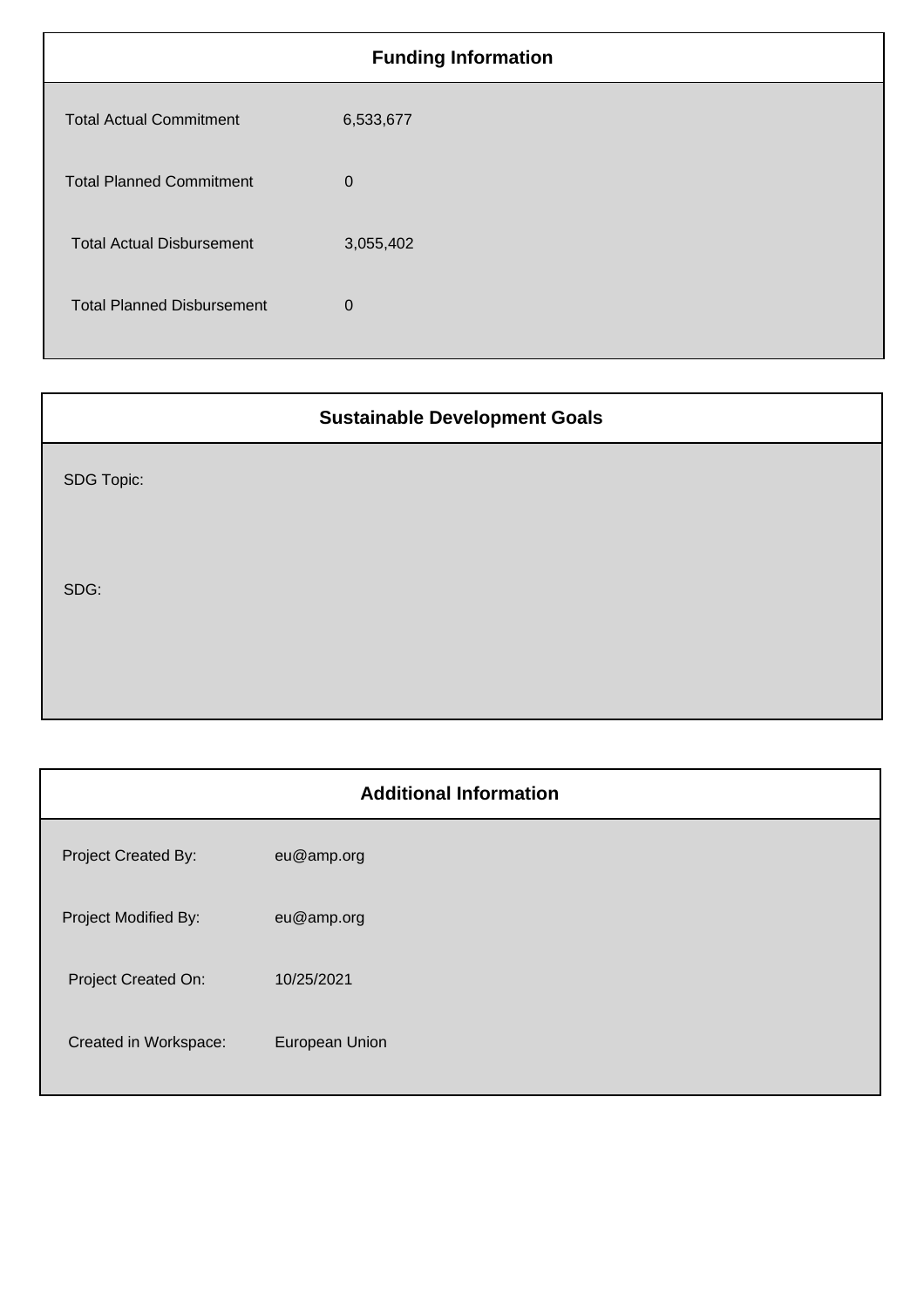## Funding Information

| | |
|---|---|
| Total Actual Commitment | 6,533,677 |
| Total Planned Commitment | 0 |
| Total Actual Disbursement | 3,055,402 |
| Total Planned Disbursement | 0 |

## Sustainable Development Goals

SDG Topic:

SDG:

## Additional Information

| | |
|---|---|
| Project Created By: | eu@amp.org |
| Project Modified By: | eu@amp.org |
| Project Created On: | 10/25/2021 |
| Created in Workspace: | European Union |